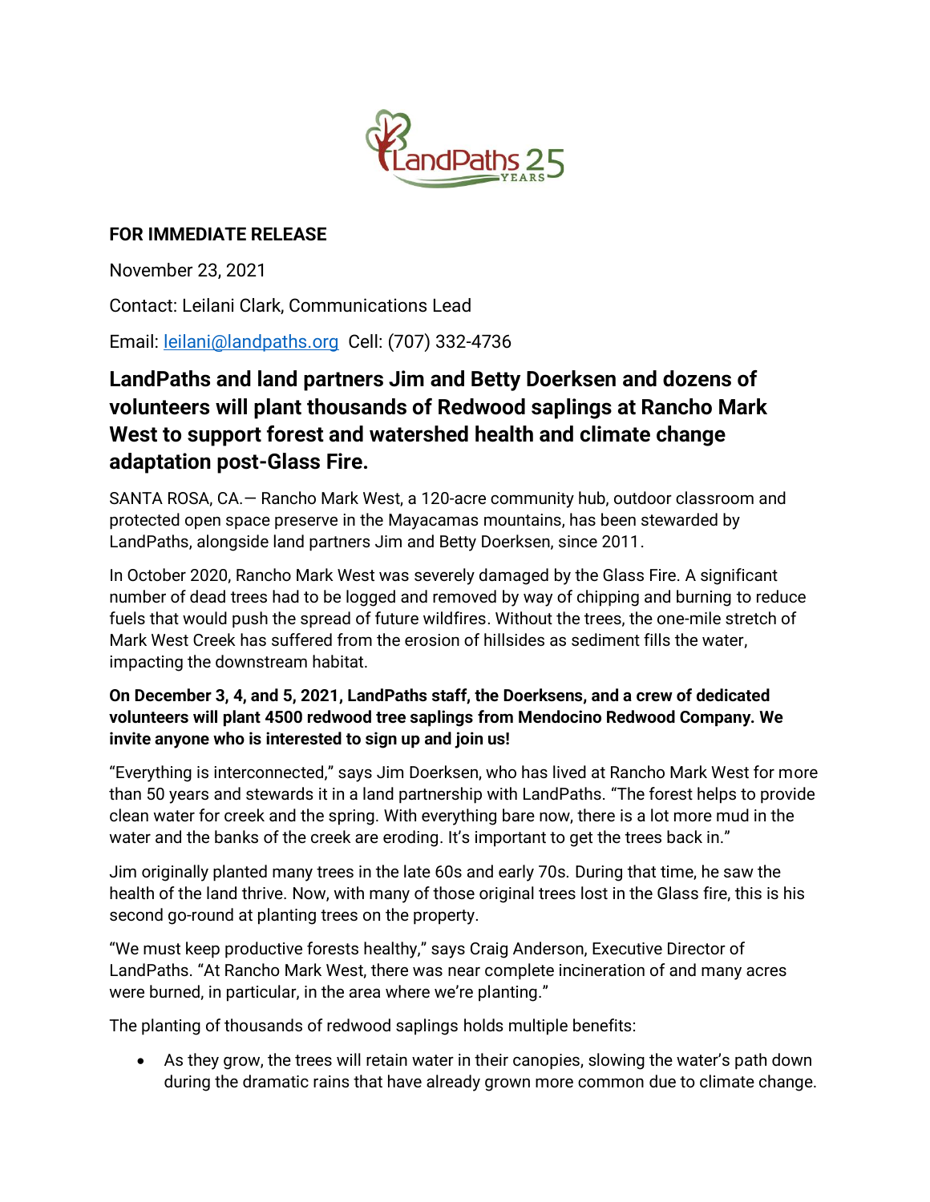**FOR IMMEDIATE RELEASE**

November 23, 2021

Contact: Leilani Clark, Communications Lead

Email: leilani@landpaths.org Cell: (707) 332-4736

# LandPaths and land partners Jim and Betty Doerksen and dozens of volunteers will plant thousands of Redwood saplings at Rancho Mark West to support forest and watershed health and climate change adaptation post-Glass Fire.

SANTA ROSA, CA.— Rancho Mark West, a 120-acre community hub, outdoor classroom and protected open space preserve in the Mayacamas mountains, has been stewarded by LandPaths, alongside land partners Jim and Betty Doerksen, since 2011.

In October 2020, Rancho Mark West was severely damaged by the Glass Fire. A significant number of dead trees had to be logged and removed by way of chipping and burning to reduce fuels that would push the spread of future wildfires. Without the trees, the one-mile stretch of Mark West Creek has suffered from the erosion of hillsides as sediment fills the water, impacting the downstream habitat.

**On December 3, 4, and 5, 2021, LandPaths staff, the Doerksens, and a crew of dedicated volunteers will plant 4500 redwood tree saplings from Mendocino Redwood Company. We invite anyone who is interested to sign up and join us!**

“Everything is interconnected,” says Jim Doerksen, who has lived at Rancho Mark West for more than 50 years and stewards it in a land partnership with LandPaths. “The forest helps to provide clean water for creek and the spring. With everything bare now, there is a lot more mud in the water and the banks of the creek are eroding. It’s important to get the trees back in.”

Jim originally planted many trees in the late 60s and early 70s. During that time, he saw the health of the land thrive. Now, with many of those original trees lost in the Glass fire, this is his second go-round at planting trees on the property.

“We must keep productive forests healthy,” says Craig Anderson, Executive Director of LandPaths. “At Rancho Mark West, there was near complete incineration of and many acres were burned, in particular, in the area where we’re planting.”

The planting of thousands of redwood saplings holds multiple benefits:

- As they grow, the trees will retain water in their canopies, slowing the water’s path down during the dramatic rains that have already grown more common due to climate change.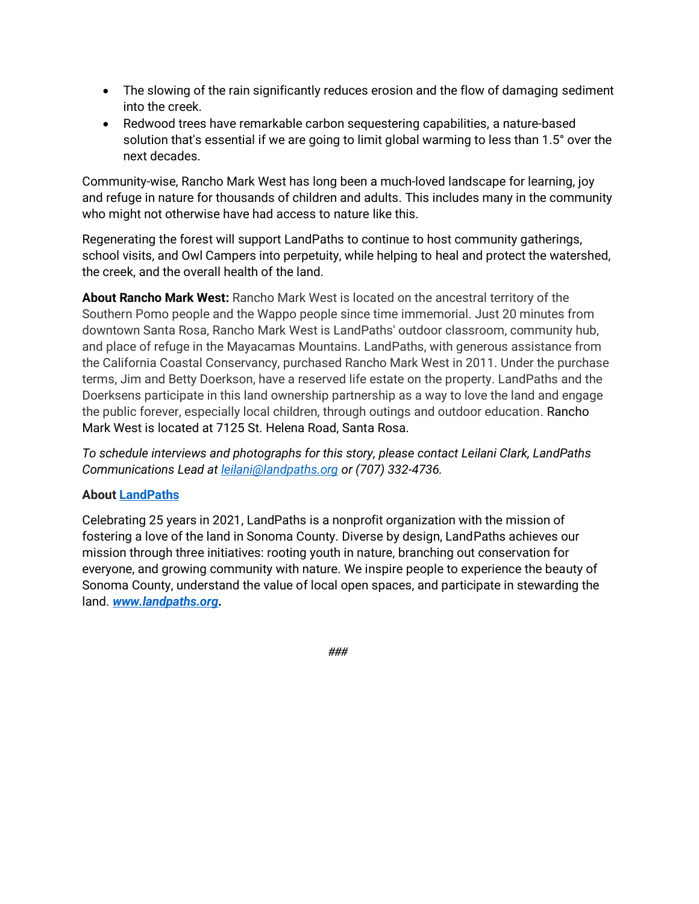- The slowing of the rain significantly reduces erosion and the flow of damaging sediment into the creek.
- Redwood trees have remarkable carbon sequestering capabilities, a nature-based solution that's essential if we are going to limit global warming to less than 1.5° over the next decades.

Community-wise, Rancho Mark West has long been a much-loved landscape for learning, joy and refuge in nature for thousands of children and adults. This includes many in the community who might not otherwise have had access to nature like this.

Regenerating the forest will support LandPaths to continue to host community gatherings, school visits, and Owl Campers into perpetuity, while helping to heal and protect the watershed, the creek, and the overall health of the land.

**About Rancho Mark West:** Rancho Mark West is located on the ancestral territory of the Southern Pomo people and the Wappo people since time immemorial. Just 20 minutes from downtown Santa Rosa, Rancho Mark West is LandPaths' outdoor classroom, community hub, and place of refuge in the Mayacamas Mountains. LandPaths, with generous assistance from the California Coastal Conservancy, purchased Rancho Mark West in 2011. Under the purchase terms, Jim and Betty Doerkson, have a reserved life estate on the property. LandPaths and the Doerksens participate in this land ownership partnership as a way to love the land and engage the public forever, especially local children, through outings and outdoor education. Rancho Mark West is located at 7125 St. Helena Road, Santa Rosa.

*To schedule interviews and photographs for this story, please contact Leilani Clark, LandPaths Communications Lead at [leilani@landpaths.org](mailto:leilani@landpaths.org) or (707) 332-4736.*

**About [LandPaths](http://www.landpaths.org)**

Celebrating 25 years in 2021, LandPaths is a nonprofit organization with the mission of fostering a love of the land in Sonoma County. Diverse by design, LandPaths achieves our mission through three initiatives: rooting youth in nature, branching out conservation for everyone, and growing community with nature. We inspire people to experience the beauty of Sonoma County, understand the value of local open spaces, and participate in stewarding the land. ***[www.landpaths.org](http://www.landpaths.org)*.**

*###*